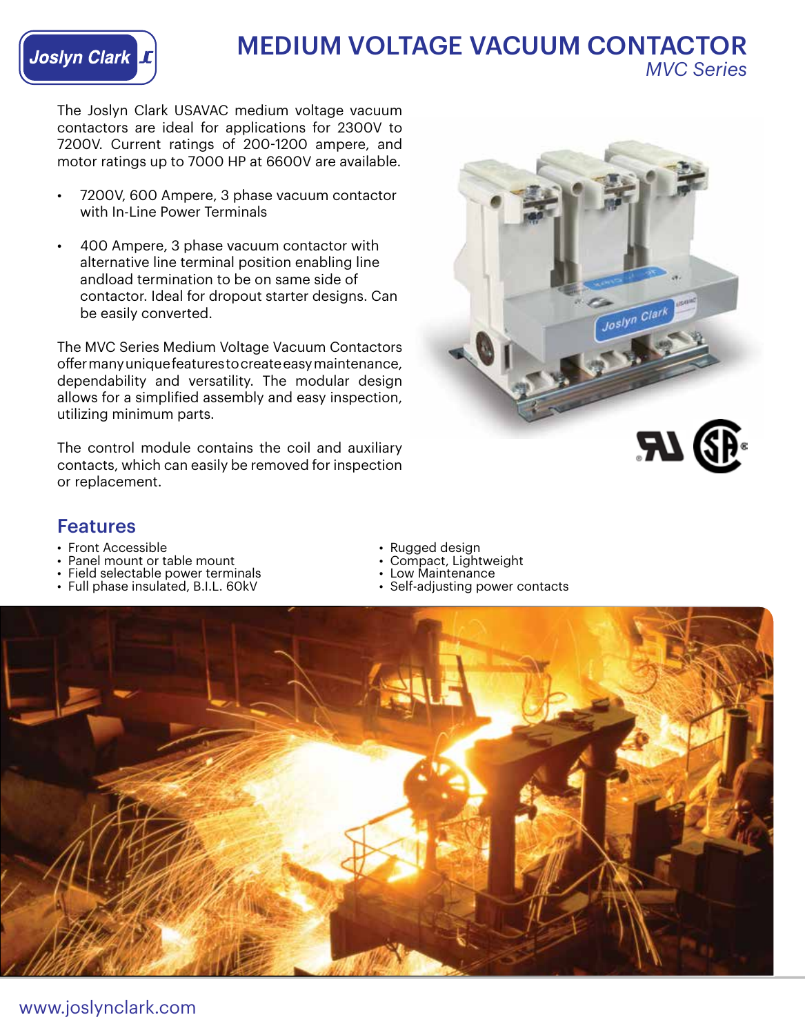# MEDIUM VOLTAGE VACUUM CONTACTOR

*MVC Series*

The Joslyn Clark USAVAC medium voltage vacuum contactors are ideal for applications for 2300V to 7200V. Current ratings of 200-1200 ampere, and motor ratings up to 7000 HP at 6600V are available.

- 7200V, 600 Ampere, 3 phase vacuum contactor with In-Line Power Terminals
- 400 Ampere, 3 phase vacuum contactor with alternative line terminal position enabling line andload termination to be on same side of contactor. Ideal for dropout starter designs. Can be easily converted.

The MVC Series Medium Voltage Vacuum Contactors offer many unique features to create easy maintenance, dependability and versatility. The modular design allows for a simplified assembly and easy inspection, utilizing minimum parts.

The control module contains the coil and auxiliary contacts, which can easily be removed for inspection or replacement.

## Features

- Front Accessible
- Panel mount or table mount
- Field selectable power terminals
- Full phase insulated, B.I.L. 60kV
- Rugged design
- Compact, Lightweight
- Low Maintenance
- Self-adjusting power contacts

www.joslynclark.com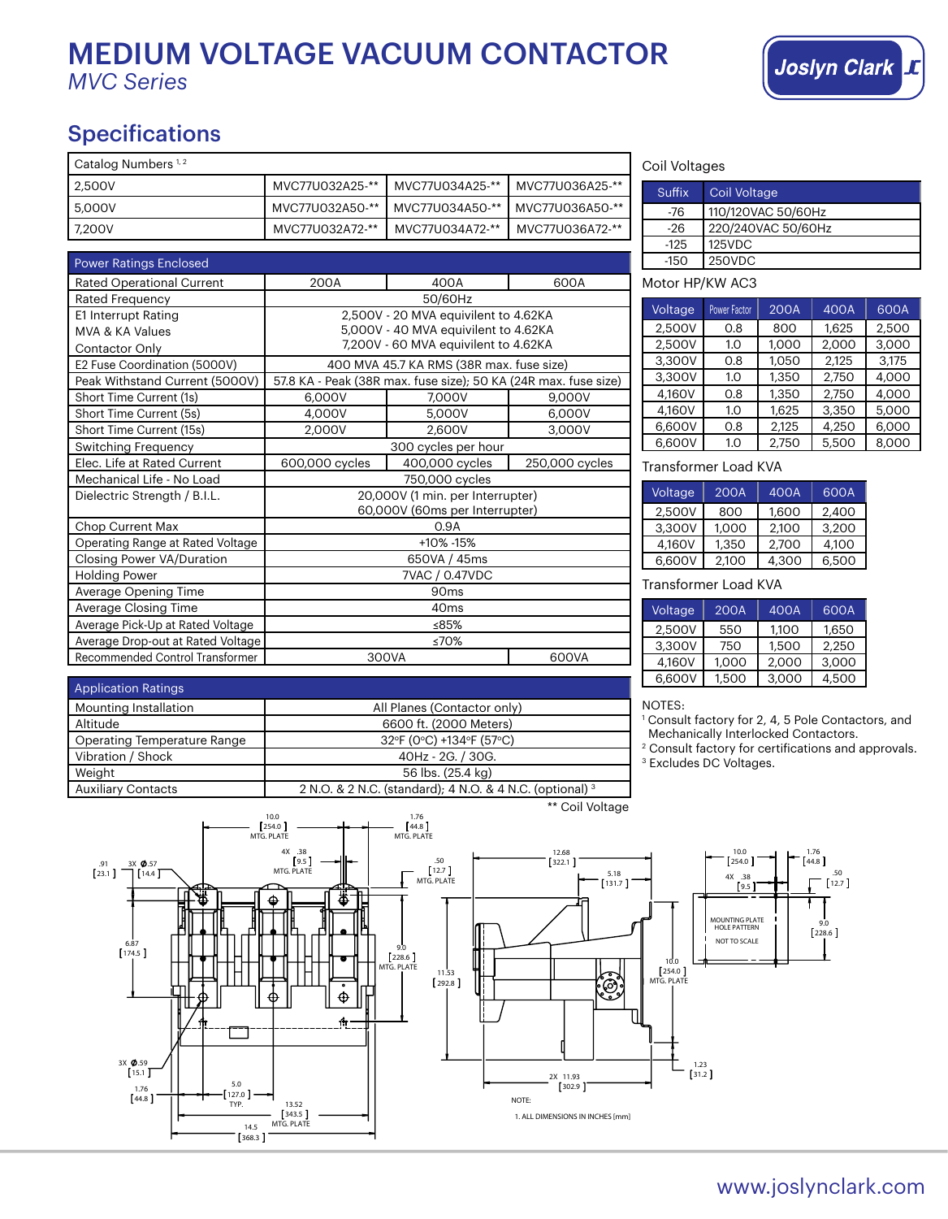# MEDIUM VOLTAGE VACUUM CONTACTOR

*MVC Series*

## Specifications

| Catalog Numbers [1, 2] | | | |
|---|---|---|---|
| 2,500V | MVC77U032A25-** | MVC77U034A25-** | MVC77U036A25-** |
| 5,000V | MVC77U032A50-** | MVC77U034A50-** | MVC77U036A50-** |
| 7,200V | MVC77U032A72-** | MVC77U034A72-** | MVC77U036A72-** |

| Power Ratings Enclosed | | | |
|---|---|---|---|
| Rated Operational Current | 200A | 400A | 600A |
| Rated Frequency | 50/60Hz | | |
| E1 Interrupt Rating MVA & KA Values Contactor Only | 2,500V - 20 MVA equivilent to 4.62KA 5,000V - 40 MVA equivilent to 4.62KA 7,200V - 60 MVA equivilent to 4.62KA | | |
| E2 Fuse Coordination (5000V) | 400 MVA 45.7 KA RMS (38R max. fuse size) | | |
| Peak Withstand Current (5000V) | 57.8 KA - Peak (38R max. fuse size); 50 KA (24R max. fuse size) | | |
| Short Time Current (1s) | 6,000V | 7,000V | 9,000V |
| Short Time Current (5s) | 4,000V | 5,000V | 6,000V |
| Short Time Current (15s) | 2,000V | 2,600V | 3,000V |
| Switching Frequency | 300 cycles per hour | | |
| Elec. Life at Rated Current | 600,000 cycles | 400,000 cycles | 250,000 cycles |
| Mechanical Life - No Load | 750,000 cycles | | |
| Dielectric Strength / B.I.L. | 20,000V (1 min. per Interrupter) 60,000V (60ms per Interrupter) | | |
| Chop Current Max | 0.9A | | |
| Operating Range at Rated Voltage | +10% -15% | | |
| Closing Power VA/Duration | 650VA / 45ms | | |
| Holding Power | 7VAC / 0.47VDC | | |
| Average Opening Time | 90ms | | |
| Average Closing Time | 40ms | | |
| Average Pick-Up at Rated Voltage | ≤85% | | |
| Average Drop-out at Rated Voltage | ≤70% | | |
| Recommended Control Transformer | 300VA | | 600VA |

| Application Ratings | |
|---|---|
| Mounting Installation | All Planes (Contactor only) |
| Altitude | 6600 ft. (2000 Meters) |
| Operating Temperature Range | 32°F (0°C) +134°F (57°C) |
| Vibration / Shock | 40Hz - 2G. / 30G. |
| Weight | 56 lbs. (25.4 kg) |
| Auxiliary Contacts | 2 N.O. & 2 N.C. (standard); 4 N.O. & 4 N.C. (optional) [3] |

** Coil Voltage

Coil Voltages

| Suffix | Coil Voltage |
|---|---|
| -76 | 110/120VAC 50/60Hz |
| -26 | 220/240VAC 50/60Hz |
| -125 | 125VDC |
| -150 | 250VDC |

Motor HP/KW AC3

| Voltage | Power Factor | 200A | 400A | 600A |
|---|---|---|---|---|
| 2,500V | 0.8 | 800 | 1,625 | 2,500 |
| 2,500V | 1.0 | 1,000 | 2,000 | 3,000 |
| 3,300V | 0.8 | 1,050 | 2,125 | 3,175 |
| 3,300V | 1.0 | 1,350 | 2,750 | 4,000 |
| 4,160V | 0.8 | 1,350 | 2,750 | 4,000 |
| 4,160V | 1.0 | 1,625 | 3,350 | 5,000 |
| 6,600V | 0.8 | 2,125 | 4,250 | 6,000 |
| 6,600V | 1.0 | 2,750 | 5,500 | 8,000 |

Transformer Load KVA

| Voltage | 200A | 400A | 600A |
|---|---|---|---|
| 2,500V | 800 | 1,600 | 2,400 |
| 3,300V | 1,000 | 2,100 | 3,200 |
| 4,160V | 1,350 | 2,700 | 4,100 |
| 6,600V | 2,100 | 4,300 | 6,500 |

Transformer Load KVA

| Voltage | 200A | 400A | 600A |
|---|---|---|---|
| 2,500V | 550 | 1,100 | 1,650 |
| 3,300V | 750 | 1,500 | 2,250 |
| 4,160V | 1,000 | 2,000 | 3,000 |
| 6,600V | 1,500 | 3,000 | 4,500 |

NOTES:

[1] Consult factory for 2, 4, 5 Pole Contactors, and Mechanically Interlocked Contactors.
[2] Consult factory for certifications and approvals.
[3] Excludes DC Voltages.

10.0 [254.0] MTG. PLATE
1.76 [44.8] MTG. PLATE
.91 [23.1]
3X Ø.57 [14.4]
4X .38 [9.5] MTG. PLATE
.50 [12.7] MTG. PLATE
6.87 [174.5]
9.0 [228.6] MTG. PLATE
3X Ø.59 [15.1]
1.76 [44.8]
5.0 [127.0] TYP.
13.52 [343.5] MTG. PLATE
14.5 [368.3]
12.68 [322.1]
5.18 [131.7]
11.53 [292.8]
10.0 [254.0] MTG. PLATE
1.23 [31.2]
2X 11.93 [302.9]
10.0 [254.0]
1.76 [44.8]
4X .38 [9.5]
.50 [12.7]
MOUNTING PLATE HOLE PATTERN
NOT TO SCALE
9.0 [228.6]

NOTE:
1. ALL DIMENSIONS IN INCHES [mm]

www.joslynclark.com